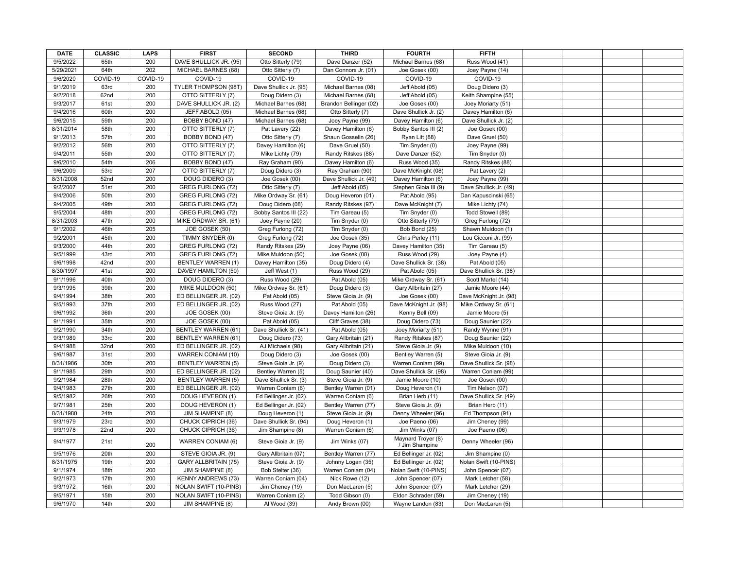| DATE | CLASSIC | LAPS | FIRST | SECOND | THIRD | FOURTH | FIFTH | | | | |
|---|---|---|---|---|---|---|---|---|---|---|---|
| 9/5/2022 | 65th | 200 | DAVE SHULLICK JR. (95) | Otto Sitterly (79) | Dave Danzer (52) | Michael Barnes (68) | Russ Wood (41) | | | | |
| 5/29/2021 | 64th | 202 | MICHAEL BARNES (68) | Otto Sitterly (7) | Dan Connors Jr. (01) | Joe Gosek (00) | Joey Payne (14) | | | | |
| 9/6/2020 | COVID-19 | COVID-19 | COVID-19 | COVID-19 | COVID-19 | COVID-19 | COVID-19 | | | | |
| 9/1/2019 | 63rd | 200 | TYLER THOMPSON (98T) | Dave Shullick Jr. (95) | Michael Barnes (08) | Jeff Abold (05) | Doug Didero (3) | | | | |
| 9/2/2018 | 62nd | 200 | OTTO SITTERLY (7) | Doug Didero (3) | Michael Barnes (68) | Jeff Abold (05) | Keith Shampine (55) | | | | |
| 9/3/2017 | 61st | 200 | DAVE SHULLICK JR. (2) | Michael Barnes (68) | Brandon Bellinger (02) | Joe Gosek (00) | Joey Moriarty (51) | | | | |
| 9/4/2016 | 60th | 200 | JEFF ABOLD (05) | Michael Barnes (68) | Otto Sitterly (7) | Dave Shullick Jr. (2) | Davey Hamilton (6) | | | | |
| 9/6/2015 | 59th | 200 | BOBBY BOND (47) | Michael Barnes (68) | Joey Payne (99) | Davey Hamilton (6) | Dave Shullick Jr. (2) | | | | |
| 8/31/2014 | 58th | 200 | OTTO SITTERLY (7) | Pat Lavery (22) | Davey Hamilton (6) | Bobby Santos III (2) | Joe Gosek (00) | | | | |
| 9/1/2013 | 57th | 200 | BOBBY BOND (47) | Otto Sitterly (7) | Shaun Gosselin (26) | Ryan Litt (88) | Dave Gruel (50) | | | | |
| 9/2/2012 | 56th | 200 | OTTO SITTERLY (7) | Davey Hamilton (6) | Dave Gruel (50) | Tim Snyder (0) | Joey Payne (99) | | | | |
| 9/4/2011 | 55th | 200 | OTTO SITTERLY (7) | Mike Lichty (79) | Randy Ritskes (88) | Dave Danzer (52) | Tim Snyder (0) | | | | |
| 9/6/2010 | 54th | 206 | BOBBY BOND (47) | Ray Graham (90) | Davey Hamilton (6) | Russ Wood (35) | Randy Ritskes (88) | | | | |
| 9/6/2009 | 53rd | 207 | OTTO SITTERLY (7) | Doug Didero (3) | Ray Graham (90) | Dave McKnight (08) | Pat Lavery (2) | | | | |
| 8/31/2008 | 52nd | 200 | DOUG DIDERO (3) | Joe Gosek (00) | Dave Shullick Jr. (49) | Davey Hamilton (6) | Joey Payne (99) | | | | |
| 9/2/2007 | 51st | 200 | GREG FURLONG (72) | Otto Sitterly (7) | Jeff Abold (05) | Stephen Gioia III (9) | Dave Shullick Jr. (49) | | | | |
| 9/4/2006 | 50th | 200 | GREG FURLONG (72) | Mike Ordway Sr. (61) | Doug Heveron (01) | Pat Abold (95) | Dan Kapuscinski (65) | | | | |
| 9/4/2005 | 49th | 200 | GREG FURLONG (72) | Doug Didero (08) | Randy Ritskes (97) | Dave McKnight (7) | Mike Lichty (74) | | | | |
| 9/5/2004 | 48th | 200 | GREG FURLONG (72) | Bobby Santos III (22) | Tim Gareau (5) | Tim Snyder (0) | Todd Stowell (89) | | | | |
| 8/31/2003 | 47th | 200 | MIKE ORDWAY SR. (61) | Joey Payne (20) | Tim Snyder (0) | Otto Sitterly (79) | Greg Furlong (72) | | | | |
| 9/1/2002 | 46th | 205 | JOE GOSEK (50) | Greg Furlong (72) | Tim Snyder (0) | Bob Bond (25) | Shawn Muldoon (1) | | | | |
| 9/2/2001 | 45th | 200 | TIMMY SNYDER (0) | Greg Furlong (72) | Joe Gosek (35) | Chris Perley (11) | Lou Cicconi Jr. (99) | | | | |
| 9/3/2000 | 44th | 200 | GREG FURLONG (72) | Randy Ritskes (29) | Joey Payne (06) | Davey Hamilton (35) | Tim Gareau (5) | | | | |
| 9/5/1999 | 43rd | 200 | GREG FURLONG (72) | Mike Muldoon (50) | Joe Gosek (00) | Russ Wood (29) | Joey Payne (4) | | | | |
| 9/6/1998 | 42nd | 200 | BENTLEY WARREN (1) | Davey Hamilton (35) | Doug Didero (4) | Dave Shullick Sr. (38) | Pat Abold (05) | | | | |
| 8/30/1997 | 41st | 200 | DAVEY HAMILTON (50) | Jeff West (1) | Russ Wood (29) | Pat Abold (05) | Dave Shullick Sr. (38) | | | | |
| 9/1/1996 | 40th | 200 | DOUG DIDERO (3) | Russ Wood (29) | Pat Abold (05) | Mike Ordway Sr. (61) | Scott Martel (14) | | | | |
| 9/3/1995 | 39th | 200 | MIKE MULDOON (50) | Mike Ordway Sr. (61) | Doug Didero (3) | Gary Allbritain (27) | Jamie Moore (44) | | | | |
| 9/4/1994 | 38th | 200 | ED BELLINGER JR. (02) | Pat Abold (05) | Steve Gioia Jr. (9) | Joe Gosek (00) | Dave McKnight Jr. (98) | | | | |
| 9/5/1993 | 37th | 200 | ED BELLINGER JR. (02) | Russ Wood (27) | Pat Abold (05) | Dave McKnight Jr. (98) | Mike Ordway Sr. (61) | | | | |
| 9/6/1992 | 36th | 200 | JOE GOSEK (00) | Steve Gioia Jr. (9) | Davey Hamilton (26) | Kenny Bell (09) | Jamie Moore (5) | | | | |
| 9/1/1991 | 35th | 200 | JOE GOSEK (00) | Pat Abold (05) | Cliff Graves (38) | Doug Didero (73) | Doug Saunier (22) | | | | |
| 9/2/1990 | 34th | 200 | BENTLEY WARREN (61) | Dave Shullick Sr. (41) | Pat Abold (05) | Joey Moriarty (51) | Randy Wynne (91) | | | | |
| 9/3/1989 | 33rd | 200 | BENTLEY WARREN (61) | Doug Didero (73) | Gary Allbritain (21) | Randy Ritskes (87) | Doug Saunier (22) | | | | |
| 9/4/1988 | 32nd | 200 | ED BELLINGER JR. (02) | AJ Michaels (98) | Gary Allbritain (21) | Steve Gioia Jr. (9) | Mike Muldoon (10) | | | | |
| 9/6/1987 | 31st | 200 | WARREN CONIAM (10) | Doug Didero (3) | Joe Gosek (00) | Bentley Warren (5) | Steve Gioia Jr. (9) | | | | |
| 8/31/1986 | 30th | 200 | BENTLEY WARREN (5) | Steve Gioia Jr. (9) | Doug Didero (3) | Warren Coniam (99) | Dave Shullick Sr. (98) | | | | |
| 9/1/1985 | 29th | 200 | ED BELLINGER JR. (02) | Bentley Warren (5) | Doug Saunier (40) | Dave Shullick Sr. (98) | Warren Coniam (99) | | | | |
| 9/2/1984 | 28th | 200 | BENTLEY WARREN (5) | Dave Shullick Sr. (3) | Steve Gioia Jr. (9) | Jamie Moore (10) | Joe Gosek (00) | | | | |
| 9/4/1983 | 27th | 200 | ED BELLINGER JR. (02) | Warren Coniam (6) | Bentley Warren (01) | Doug Heveron (1) | Tim Nelson (07) | | | | |
| 9/5/1982 | 26th | 200 | DOUG HEVERON (1) | Ed Bellinger Jr. (02) | Warren Coniam (6) | Brian Herb (11) | Dave Shullick Sr. (49) | | | | |
| 9/7/1981 | 25th | 200 | DOUG HEVERON (1) | Ed Bellinger Jr. (02) | Bentley Warren (77) | Steve Gioia Jr. (9) | Brian Herb (11) | | | | |
| 8/31/1980 | 24th | 200 | JIM SHAMPINE (8) | Doug Heveron (1) | Steve Gioia Jr. (9) | Denny Wheeler (96) | Ed Thompson (91) | | | | |
| 9/3/1979 | 23rd | 200 | CHUCK CIPRICH (36) | Dave Shullick Sr. (94) | Doug Heveron (1) | Joe Paeno (06) | Jim Cheney (99) | | | | |
| 9/3/1978 | 22nd | 200 | CHUCK CIPRICH (36) | Jim Shampine (8) | Warren Coniam (6) | Jim Winks (07) | Joe Paeno (06) | | | | |
| 9/4/1977 | 21st | 200 | WARREN CONIAM (6) | Steve Gioia Jr. (9) | Jim Winks (07) | Maynard Troyer (8) / Jim Shampine | Denny Wheeler (96) | | | | |
| 9/5/1976 | 20th | 200 | STEVE GIOIA JR. (9) | Gary Allbritain (07) | Bentley Warren (77) | Ed Bellinger Jr. (02) | Jim Shampine (0) | | | | |
| 8/31/1975 | 19th | 200 | GARY ALLBRITAIN (75) | Steve Gioia Jr. (9) | Johnny Logan (35) | Ed Bellinger Jr. (02) | Nolan Swift (10-PINS) | | | | |
| 9/1/1974 | 18th | 200 | JIM SHAMPINE (8) | Bob Stelter (36) | Warren Coniam (04) | Nolan Swift (10-PINS) | John Spencer (07) | | | | |
| 9/2/1973 | 17th | 200 | KENNY ANDREWS (73) | Warren Coniam (04) | Nick Rowe (12) | John Spencer (07) | Mark Letcher (58) | | | | |
| 9/3/1972 | 16th | 200 | NOLAN SWIFT (10-PINS) | Jim Cheney (19) | Don MacLaren (5) | John Spencer (07) | Mark Letcher (29) | | | | |
| 9/5/1971 | 15th | 200 | NOLAN SWIFT (10-PINS) | Warren Coniam (2) | Todd Gibson (0) | Eldon Schrader (59) | Jim Cheney (19) | | | | |
| 9/6/1970 | 14th | 200 | JIM SHAMPINE (8) | Al Wood (39) | Andy Brown (00) | Wayne Landon (83) | Don MacLaren (5) | | | | |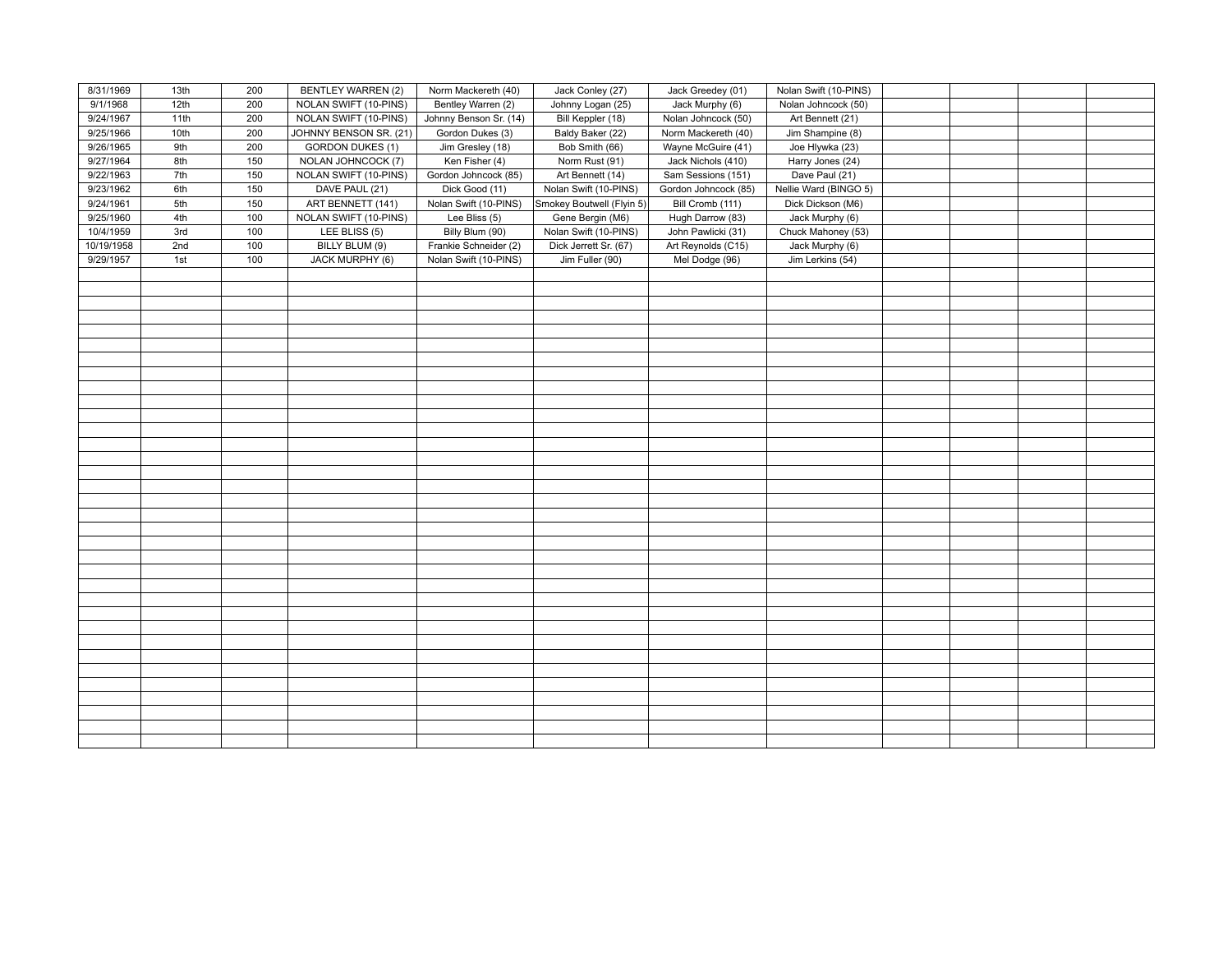| | | | | | | | | | | | |
|---|---|---|---|---|---|---|---|---|---|---|---|
| 8/31/1969 | 13th | 200 | BENTLEY WARREN (2) | Norm Mackereth (40) | Jack Conley (27) | Jack Greedey (01) | Nolan Swift (10-PINS) | | | | |
| 9/1/1968 | 12th | 200 | NOLAN SWIFT (10-PINS) | Bentley Warren (2) | Johnny Logan (25) | Jack Murphy (6) | Nolan Johncock (50) | | | | |
| 9/24/1967 | 11th | 200 | NOLAN SWIFT (10-PINS) | Johnny Benson Sr. (14) | Bill Keppler (18) | Nolan Johncock (50) | Art Bennett (21) | | | | |
| 9/25/1966 | 10th | 200 | JOHNNY BENSON SR. (21) | Gordon Dukes (3) | Baldy Baker (22) | Norm Mackereth (40) | Jim Shampine (8) | | | | |
| 9/26/1965 | 9th | 200 | GORDON DUKES (1) | Jim Gresley (18) | Bob Smith (66) | Wayne McGuire (41) | Joe Hlywka (23) | | | | |
| 9/27/1964 | 8th | 150 | NOLAN JOHNCOCK (7) | Ken Fisher (4) | Norm Rust (91) | Jack Nichols (410) | Harry Jones (24) | | | | |
| 9/22/1963 | 7th | 150 | NOLAN SWIFT (10-PINS) | Gordon Johncock (85) | Art Bennett (14) | Sam Sessions (151) | Dave Paul (21) | | | | |
| 9/23/1962 | 6th | 150 | DAVE PAUL (21) | Dick Good (11) | Nolan Swift (10-PINS) | Gordon Johncock (85) | Nellie Ward (BINGO 5) | | | | |
| 9/24/1961 | 5th | 150 | ART BENNETT (141) | Nolan Swift (10-PINS) | Smokey Boutwell (Flyin 5) | Bill Cromb (111) | Dick Dickson (M6) | | | | |
| 9/25/1960 | 4th | 100 | NOLAN SWIFT (10-PINS) | Lee Bliss (5) | Gene Bergin (M6) | Hugh Darrow (83) | Jack Murphy (6) | | | | |
| 10/4/1959 | 3rd | 100 | LEE BLISS (5) | Billy Blum (90) | Nolan Swift (10-PINS) | John Pawlicki (31) | Chuck Mahoney (53) | | | | |
| 10/19/1958 | 2nd | 100 | BILLY BLUM (9) | Frankie Schneider (2) | Dick Jerrett Sr. (67) | Art Reynolds (C15) | Jack Murphy (6) | | | | |
| 9/29/1957 | 1st | 100 | JACK MURPHY (6) | Nolan Swift (10-PINS) | Jim Fuller (90) | Mel Dodge (96) | Jim Lerkins (54) | | | | |